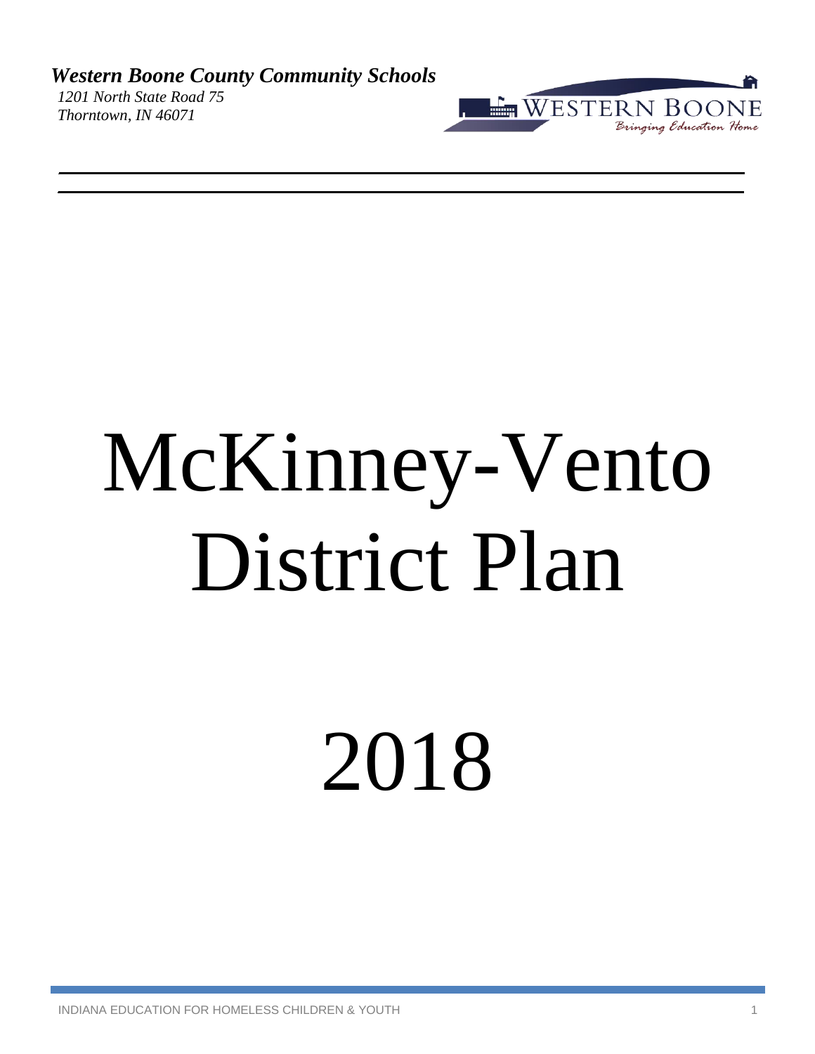***Western Boone County Community Schools***

*1201 North State Road 75*
*Thorntown, IN 46071*

WESTERN BOONE
*Bringing Education Home*

# McKinney-Vento District Plan

# 2018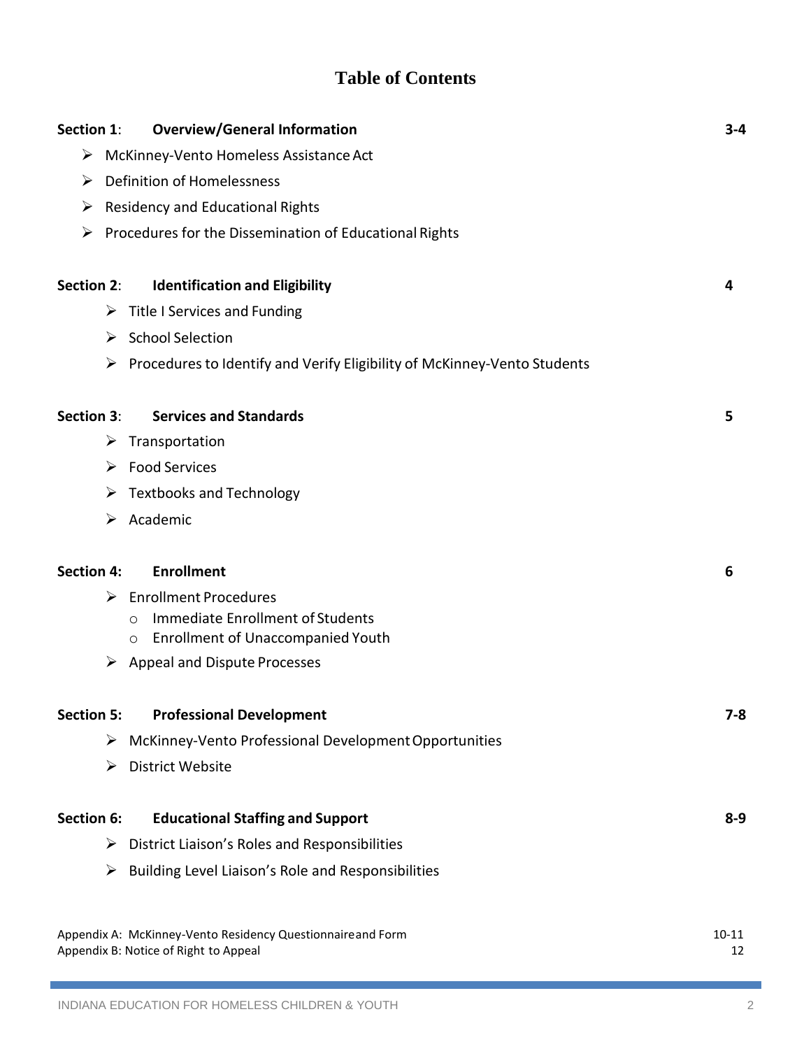# Table of Contents

**Section 1: Overview/General Information** **3-4**

- McKinney-Vento Homeless Assistance Act
- Definition of Homelessness
- Residency and Educational Rights
- Procedures for the Dissemination of Educational Rights

**Section 2: Identification and Eligibility** **4**

- Title I Services and Funding
- School Selection
- Procedures to Identify and Verify Eligibility of McKinney-Vento Students

**Section 3: Services and Standards** **5**

- Transportation
- Food Services
- Textbooks and Technology
- Academic

**Section 4: Enrollment** **6**

- Enrollment Procedures
  - Immediate Enrollment of Students
  - Enrollment of Unaccompanied Youth
- Appeal and Dispute Processes

**Section 5: Professional Development** **7-8**

- McKinney-Vento Professional Development Opportunities
- District Website

**Section 6: Educational Staffing and Support** **8-9**

- District Liaison's Roles and Responsibilities
- Building Level Liaison's Role and Responsibilities

Appendix A: McKinney-Vento Residency Questionnaire and Form 10-11

Appendix B: Notice of Right to Appeal 12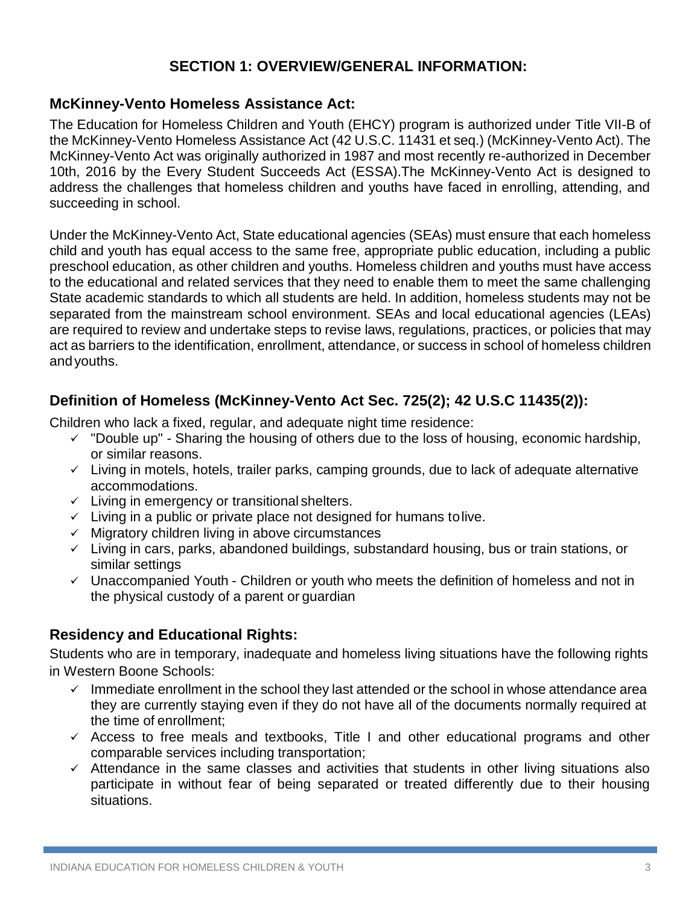## SECTION 1: OVERVIEW/GENERAL INFORMATION:

### McKinney-Vento Homeless Assistance Act:

The Education for Homeless Children and Youth (EHCY) program is authorized under Title VII-B of the McKinney-Vento Homeless Assistance Act (42 U.S.C. 11431 et seq.) (McKinney-Vento Act). The McKinney-Vento Act was originally authorized in 1987 and most recently re-authorized in December 10th, 2016 by the Every Student Succeeds Act (ESSA).The McKinney-Vento Act is designed to address the challenges that homeless children and youths have faced in enrolling, attending, and succeeding in school.

Under the McKinney-Vento Act, State educational agencies (SEAs) must ensure that each homeless child and youth has equal access to the same free, appropriate public education, including a public preschool education, as other children and youths. Homeless children and youths must have access to the educational and related services that they need to enable them to meet the same challenging State academic standards to which all students are held. In addition, homeless students may not be separated from the mainstream school environment. SEAs and local educational agencies (LEAs) are required to review and undertake steps to revise laws, regulations, practices, or policies that may act as barriers to the identification, enrollment, attendance, or success in school of homeless children and youths.

### Definition of Homeless (McKinney-Vento Act Sec. 725(2); 42 U.S.C 11435(2)):

Children who lack a fixed, regular, and adequate night time residence:

- ✓ "Double up" - Sharing the housing of others due to the loss of housing, economic hardship, or similar reasons.
- ✓ Living in motels, hotels, trailer parks, camping grounds, due to lack of adequate alternative accommodations.
- ✓ Living in emergency or transitional shelters.
- ✓ Living in a public or private place not designed for humans to live.
- ✓ Migratory children living in above circumstances
- ✓ Living in cars, parks, abandoned buildings, substandard housing, bus or train stations, or similar settings
- ✓ Unaccompanied Youth - Children or youth who meets the definition of homeless and not in the physical custody of a parent or guardian

### Residency and Educational Rights:

Students who are in temporary, inadequate and homeless living situations have the following rights in Western Boone Schools:

- ✓ Immediate enrollment in the school they last attended or the school in whose attendance area they are currently staying even if they do not have all of the documents normally required at the time of enrollment;
- ✓ Access to free meals and textbooks, Title I and other educational programs and other comparable services including transportation;
- ✓ Attendance in the same classes and activities that students in other living situations also participate in without fear of being separated or treated differently due to their housing situations.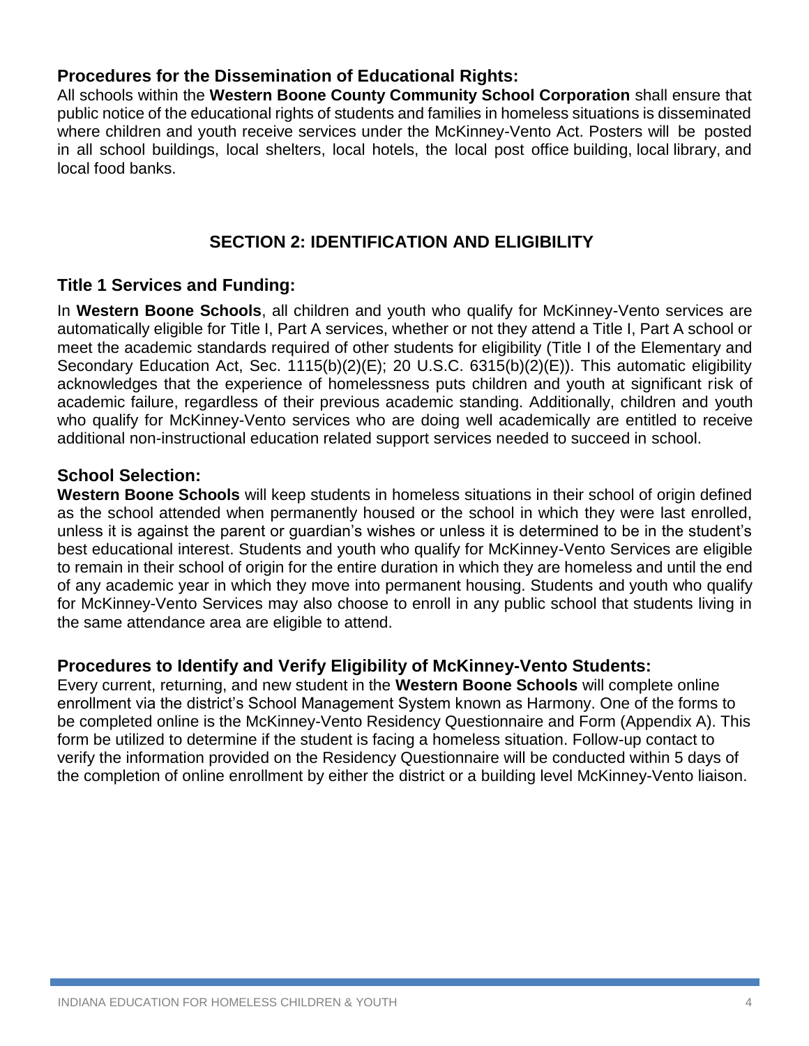### Procedures for the Dissemination of Educational Rights:

All schools within the **Western Boone County Community School Corporation** shall ensure that public notice of the educational rights of students and families in homeless situations is disseminated where children and youth receive services under the McKinney-Vento Act. Posters will be posted in all school buildings, local shelters, local hotels, the local post office building, local library, and local food banks.

## SECTION 2: IDENTIFICATION AND ELIGIBILITY

### Title 1 Services and Funding:

In **Western Boone Schools**, all children and youth who qualify for McKinney-Vento services are automatically eligible for Title I, Part A services, whether or not they attend a Title I, Part A school or meet the academic standards required of other students for eligibility (Title I of the Elementary and Secondary Education Act, Sec. 1115(b)(2)(E); 20 U.S.C. 6315(b)(2)(E)). This automatic eligibility acknowledges that the experience of homelessness puts children and youth at significant risk of academic failure, regardless of their previous academic standing. Additionally, children and youth who qualify for McKinney-Vento services who are doing well academically are entitled to receive additional non-instructional education related support services needed to succeed in school.

### School Selection:

**Western Boone Schools** will keep students in homeless situations in their school of origin defined as the school attended when permanently housed or the school in which they were last enrolled, unless it is against the parent or guardian's wishes or unless it is determined to be in the student's best educational interest. Students and youth who qualify for McKinney-Vento Services are eligible to remain in their school of origin for the entire duration in which they are homeless and until the end of any academic year in which they move into permanent housing. Students and youth who qualify for McKinney-Vento Services may also choose to enroll in any public school that students living in the same attendance area are eligible to attend.

### Procedures to Identify and Verify Eligibility of McKinney-Vento Students:

Every current, returning, and new student in the **Western Boone Schools** will complete online enrollment via the district's School Management System known as Harmony. One of the forms to be completed online is the McKinney-Vento Residency Questionnaire and Form (Appendix A). This form be utilized to determine if the student is facing a homeless situation. Follow-up contact to verify the information provided on the Residency Questionnaire will be conducted within 5 days of the completion of online enrollment by either the district or a building level McKinney-Vento liaison.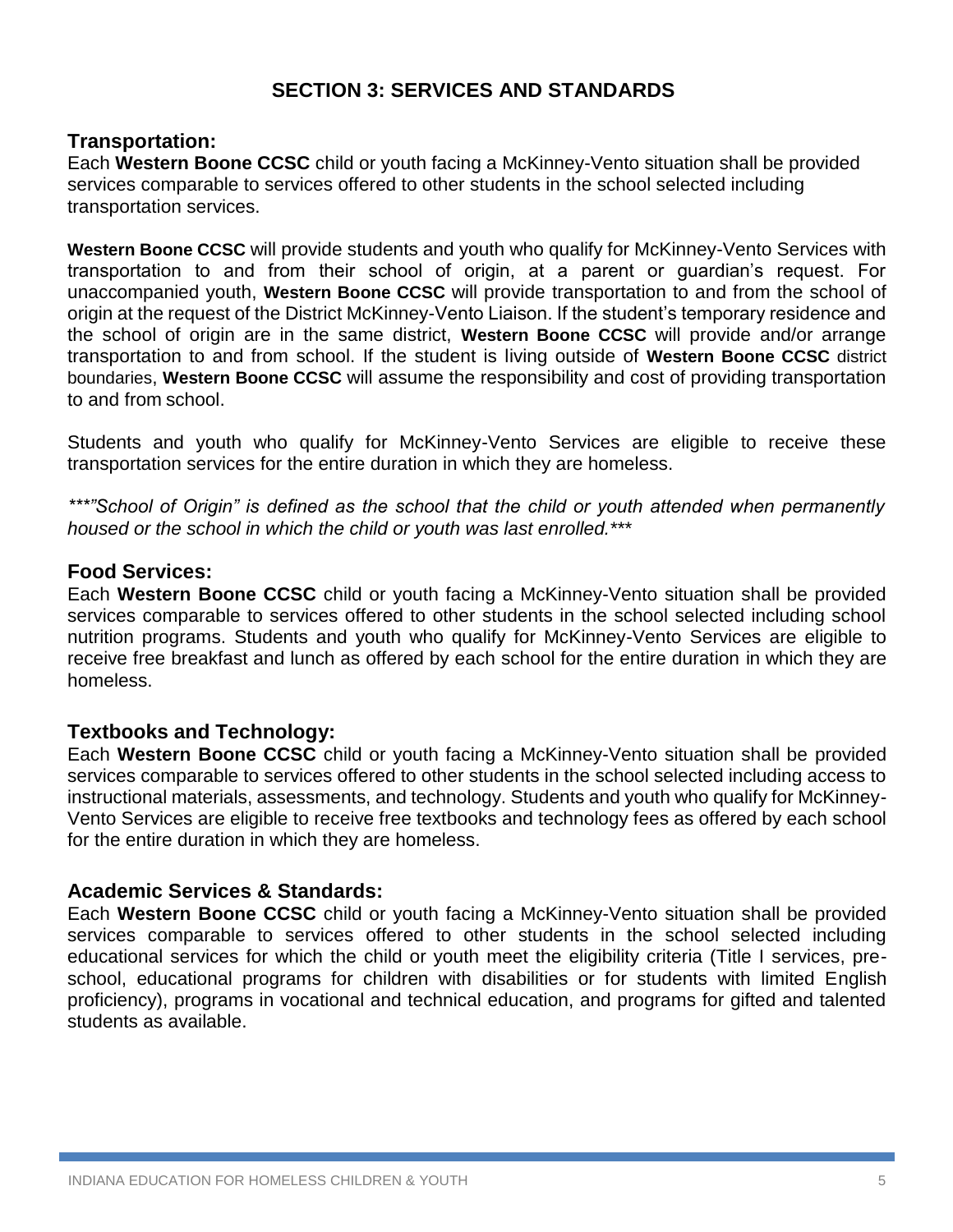# SECTION 3: SERVICES AND STANDARDS

## Transportation:

Each **Western Boone CCSC** child or youth facing a McKinney-Vento situation shall be provided services comparable to services offered to other students in the school selected including transportation services.

**Western Boone CCSC** will provide students and youth who qualify for McKinney-Vento Services with transportation to and from their school of origin, at a parent or guardian's request. For unaccompanied youth, **Western Boone CCSC** will provide transportation to and from the school of origin at the request of the District McKinney-Vento Liaison. If the student's temporary residence and the school of origin are in the same district, **Western Boone CCSC** will provide and/or arrange transportation to and from school. If the student is living outside of **Western Boone CCSC** district boundaries, **Western Boone CCSC** will assume the responsibility and cost of providing transportation to and from school.

Students and youth who qualify for McKinney-Vento Services are eligible to receive these transportation services for the entire duration in which they are homeless.

*\*\*\*"School of Origin" is defined as the school that the child or youth attended when permanently housed or the school in which the child or youth was last enrolled.\*\*\**

## Food Services:

Each **Western Boone CCSC** child or youth facing a McKinney-Vento situation shall be provided services comparable to services offered to other students in the school selected including school nutrition programs. Students and youth who qualify for McKinney-Vento Services are eligible to receive free breakfast and lunch as offered by each school for the entire duration in which they are homeless.

## Textbooks and Technology:

Each **Western Boone CCSC** child or youth facing a McKinney-Vento situation shall be provided services comparable to services offered to other students in the school selected including access to instructional materials, assessments, and technology. Students and youth who qualify for McKinney-Vento Services are eligible to receive free textbooks and technology fees as offered by each school for the entire duration in which they are homeless.

## Academic Services & Standards:

Each **Western Boone CCSC** child or youth facing a McKinney-Vento situation shall be provided services comparable to services offered to other students in the school selected including educational services for which the child or youth meet the eligibility criteria (Title I services, pre-school, educational programs for children with disabilities or for students with limited English proficiency), programs in vocational and technical education, and programs for gifted and talented students as available.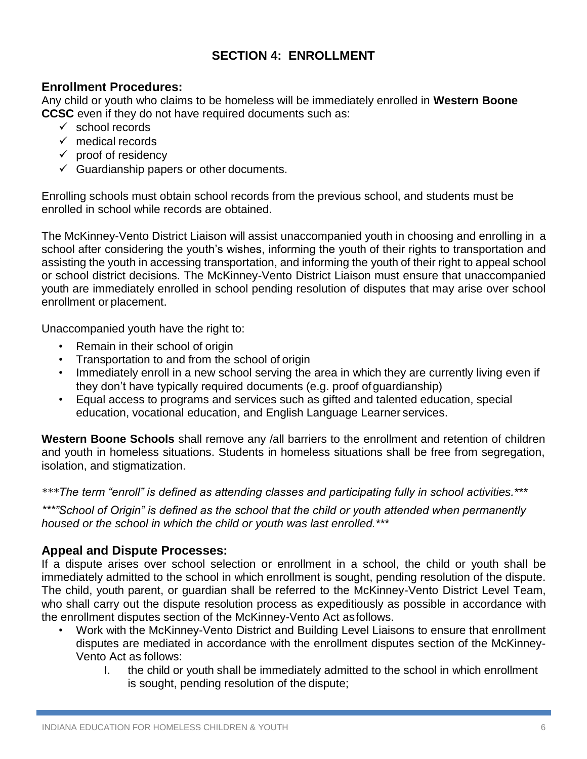# SECTION 4: ENROLLMENT

## Enrollment Procedures:

Any child or youth who claims to be homeless will be immediately enrolled in **Western Boone CCSC** even if they do not have required documents such as:

- ✓ school records
- ✓ medical records
- ✓ proof of residency
- ✓ Guardianship papers or other documents.

Enrolling schools must obtain school records from the previous school, and students must be enrolled in school while records are obtained.

The McKinney-Vento District Liaison will assist unaccompanied youth in choosing and enrolling in a school after considering the youth's wishes, informing the youth of their rights to transportation and assisting the youth in accessing transportation, and informing the youth of their right to appeal school or school district decisions. The McKinney-Vento District Liaison must ensure that unaccompanied youth are immediately enrolled in school pending resolution of disputes that may arise over school enrollment or placement.

Unaccompanied youth have the right to:

- Remain in their school of origin
- Transportation to and from the school of origin
- Immediately enroll in a new school serving the area in which they are currently living even if they don't have typically required documents (e.g. proof of guardianship)
- Equal access to programs and services such as gifted and talented education, special education, vocational education, and English Language Learner services.

**Western Boone Schools** shall remove any /all barriers to the enrollment and retention of children and youth in homeless situations. Students in homeless situations shall be free from segregation, isolation, and stigmatization.

****The term "enroll" is defined as attending classes and participating fully in school activities.****

****"School of Origin" is defined as the school that the child or youth attended when permanently housed or the school in which the child or youth was last enrolled.****

## Appeal and Dispute Processes:

If a dispute arises over school selection or enrollment in a school, the child or youth shall be immediately admitted to the school in which enrollment is sought, pending resolution of the dispute. The child, youth parent, or guardian shall be referred to the McKinney-Vento District Level Team, who shall carry out the dispute resolution process as expeditiously as possible in accordance with the enrollment disputes section of the McKinney-Vento Act as follows.

- Work with the McKinney-Vento District and Building Level Liaisons to ensure that enrollment disputes are mediated in accordance with the enrollment disputes section of the McKinney-Vento Act as follows:
  - I. the child or youth shall be immediately admitted to the school in which enrollment is sought, pending resolution of the dispute;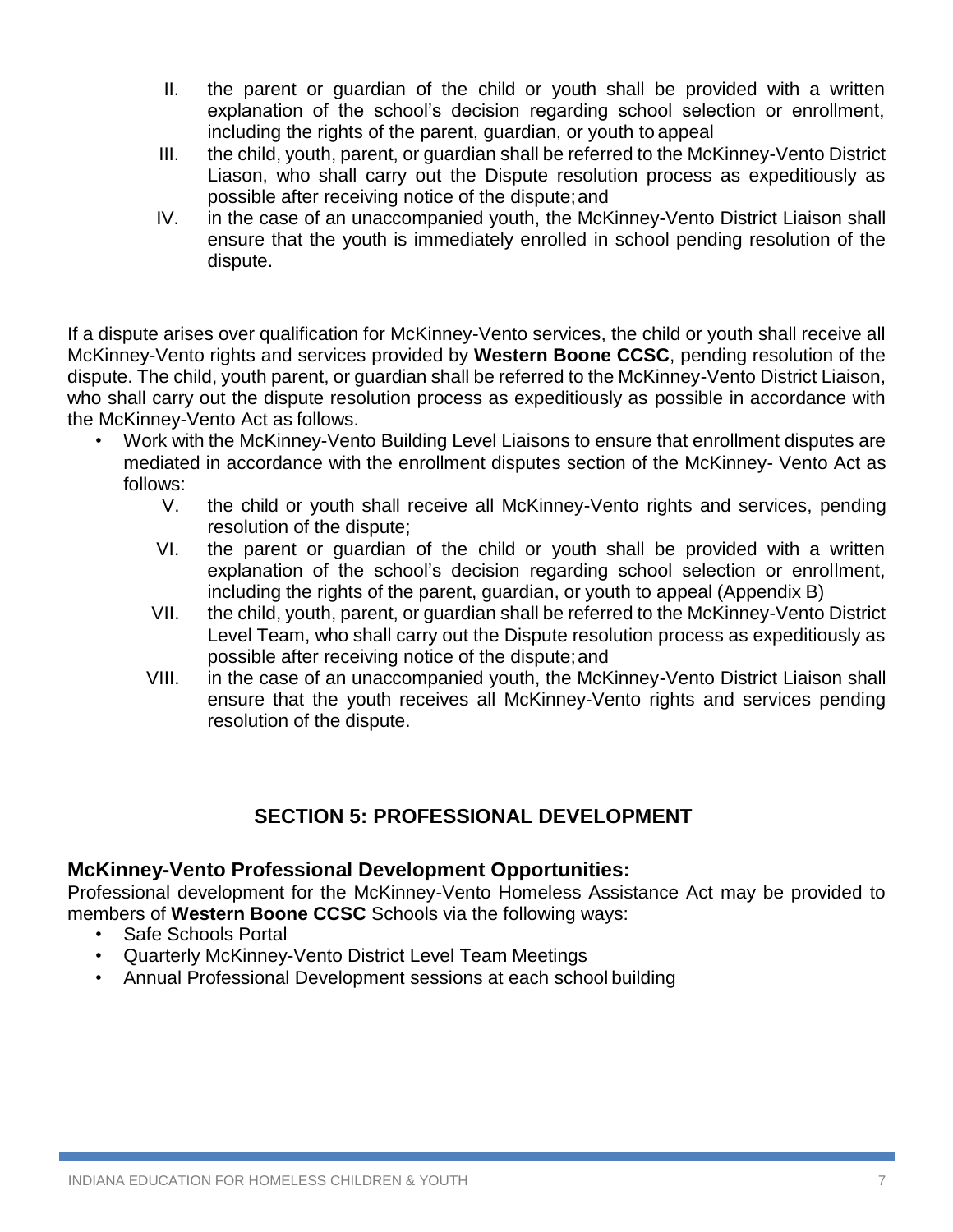II. the parent or guardian of the child or youth shall be provided with a written explanation of the school's decision regarding school selection or enrollment, including the rights of the parent, guardian, or youth to appeal

III. the child, youth, parent, or guardian shall be referred to the McKinney-Vento District Liason, who shall carry out the Dispute resolution process as expeditiously as possible after receiving notice of the dispute; and

IV. in the case of an unaccompanied youth, the McKinney-Vento District Liaison shall ensure that the youth is immediately enrolled in school pending resolution of the dispute.

If a dispute arises over qualification for McKinney-Vento services, the child or youth shall receive all McKinney-Vento rights and services provided by **Western Boone CCSC**, pending resolution of the dispute. The child, youth parent, or guardian shall be referred to the McKinney-Vento District Liaison, who shall carry out the dispute resolution process as expeditiously as possible in accordance with the McKinney-Vento Act as follows.

- Work with the McKinney-Vento Building Level Liaisons to ensure that enrollment disputes are mediated in accordance with the enrollment disputes section of the McKinney- Vento Act as follows:

  V. the child or youth shall receive all McKinney-Vento rights and services, pending resolution of the dispute;

  VI. the parent or guardian of the child or youth shall be provided with a written explanation of the school's decision regarding school selection or enrollment, including the rights of the parent, guardian, or youth to appeal (Appendix B)

  VII. the child, youth, parent, or guardian shall be referred to the McKinney-Vento District Level Team, who shall carry out the Dispute resolution process as expeditiously as possible after receiving notice of the dispute; and

  VIII. in the case of an unaccompanied youth, the McKinney-Vento District Liaison shall ensure that the youth receives all McKinney-Vento rights and services pending resolution of the dispute.

## SECTION 5: PROFESSIONAL DEVELOPMENT

### McKinney-Vento Professional Development Opportunities:

Professional development for the McKinney-Vento Homeless Assistance Act may be provided to members of **Western Boone CCSC** Schools via the following ways:

- Safe Schools Portal
- Quarterly McKinney-Vento District Level Team Meetings
- Annual Professional Development sessions at each school building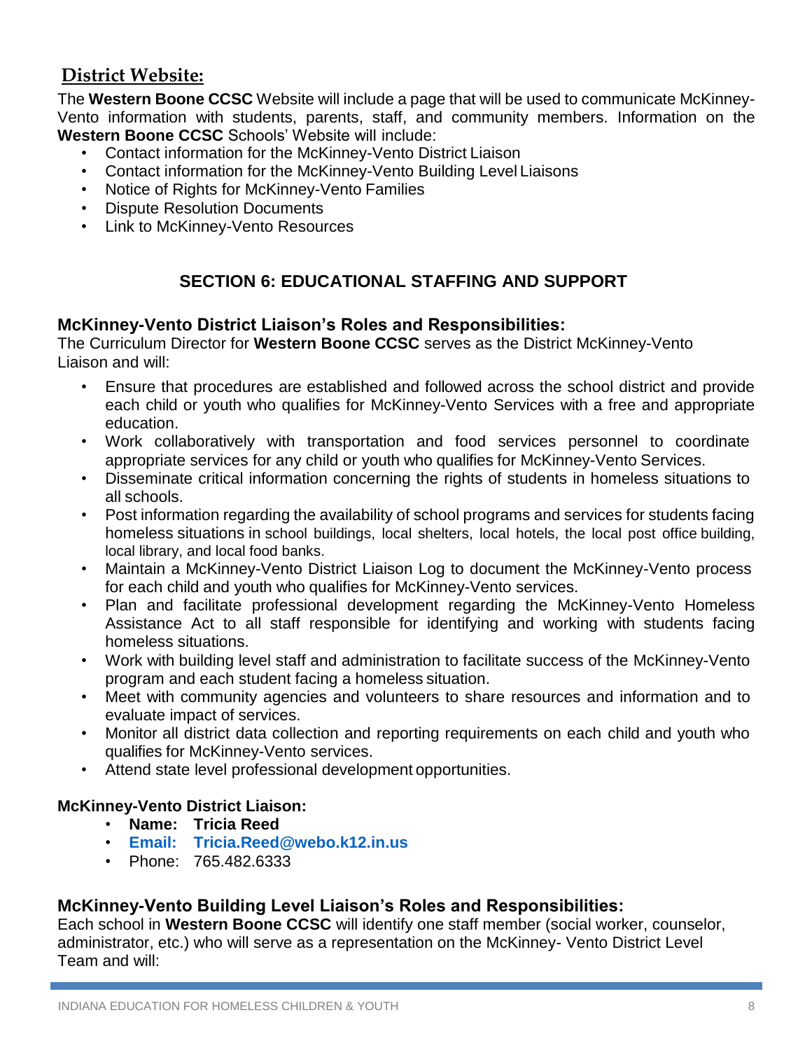## District Website:

The **Western Boone CCSC** Website will include a page that will be used to communicate McKinney-Vento information with students, parents, staff, and community members. Information on the **Western Boone CCSC** Schools' Website will include:

- Contact information for the McKinney-Vento District Liaison
- Contact information for the McKinney-Vento Building Level Liaisons
- Notice of Rights for McKinney-Vento Families
- Dispute Resolution Documents
- Link to McKinney-Vento Resources

## SECTION 6: EDUCATIONAL STAFFING AND SUPPORT

### McKinney-Vento District Liaison's Roles and Responsibilities:

The Curriculum Director for **Western Boone CCSC** serves as the District McKinney-Vento Liaison and will:

- Ensure that procedures are established and followed across the school district and provide each child or youth who qualifies for McKinney-Vento Services with a free and appropriate education.
- Work collaboratively with transportation and food services personnel to coordinate appropriate services for any child or youth who qualifies for McKinney-Vento Services.
- Disseminate critical information concerning the rights of students in homeless situations to all schools.
- Post information regarding the availability of school programs and services for students facing homeless situations in school buildings, local shelters, local hotels, the local post office building, local library, and local food banks.
- Maintain a McKinney-Vento District Liaison Log to document the McKinney-Vento process for each child and youth who qualifies for McKinney-Vento services.
- Plan and facilitate professional development regarding the McKinney-Vento Homeless Assistance Act to all staff responsible for identifying and working with students facing homeless situations.
- Work with building level staff and administration to facilitate success of the McKinney-Vento program and each student facing a homeless situation.
- Meet with community agencies and volunteers to share resources and information and to evaluate impact of services.
- Monitor all district data collection and reporting requirements on each child and youth who qualifies for McKinney-Vento services.
- Attend state level professional development opportunities.

**McKinney-Vento District Liaison:**

- **Name: Tricia Reed**
- **Email: Tricia.Reed@webo.k12.in.us**
- Phone: 765.482.6333

### McKinney-Vento Building Level Liaison's Roles and Responsibilities:

Each school in **Western Boone CCSC** will identify one staff member (social worker, counselor, administrator, etc.) who will serve as a representation on the McKinney- Vento District Level Team and will: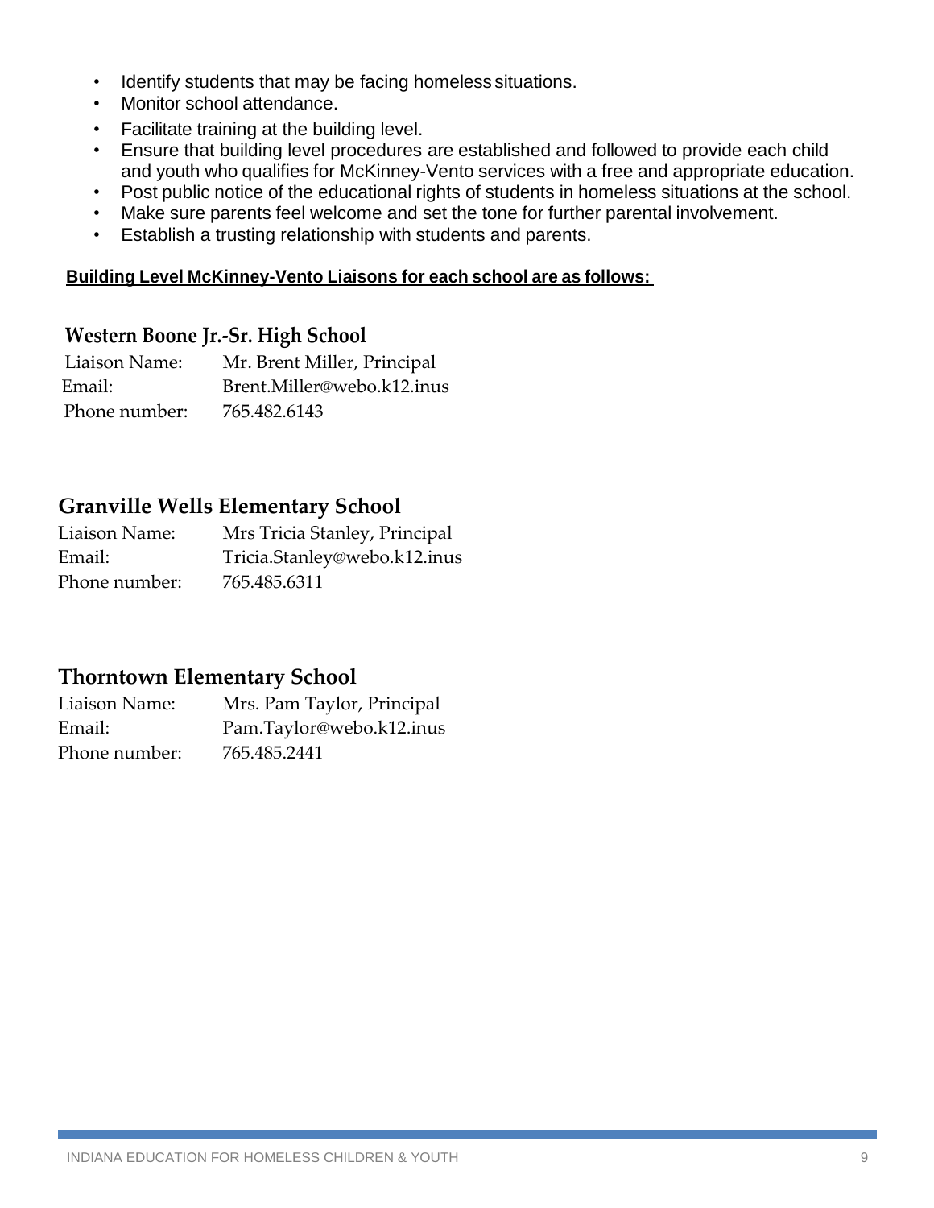- Identify students that may be facing homeless situations.
- Monitor school attendance.
- Facilitate training at the building level.
- Ensure that building level procedures are established and followed to provide each child and youth who qualifies for McKinney-Vento services with a free and appropriate education.
- Post public notice of the educational rights of students in homeless situations at the school.
- Make sure parents feel welcome and set the tone for further parental involvement.
- Establish a trusting relationship with students and parents.

**Building Level McKinney-Vento Liaisons for each school are as follows:**

## Western Boone Jr.-Sr. High School

Liaison Name: Mr. Brent Miller, Principal
Email: Brent.Miller@webo.k12.inus
Phone number: 765.482.6143

## Granville Wells Elementary School

Liaison Name: Mrs Tricia Stanley, Principal
Email: Tricia.Stanley@webo.k12.inus
Phone number: 765.485.6311

## Thorntown Elementary School

Liaison Name: Mrs. Pam Taylor, Principal
Email: Pam.Taylor@webo.k12.inus
Phone number: 765.485.2441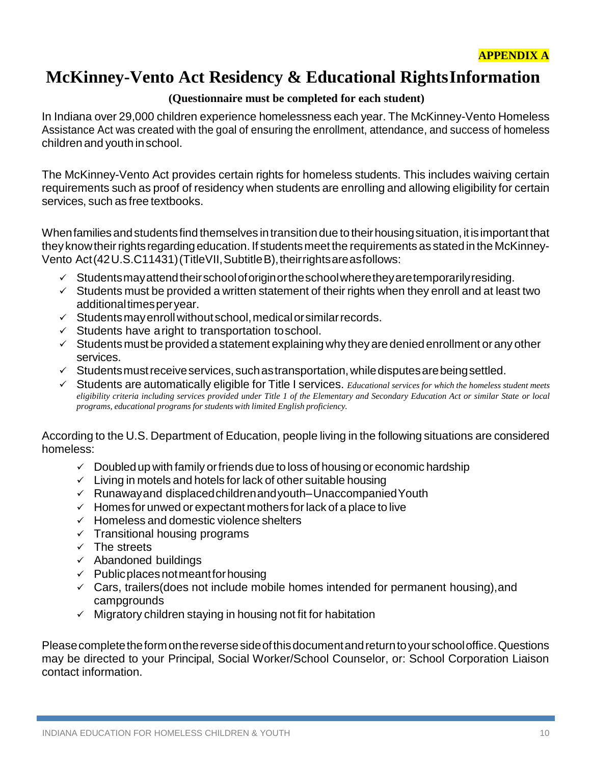**APPENDIX A**

# McKinney-Vento Act Residency & Educational Rights Information

**(Questionnaire must be completed for each student)**

In Indiana over 29,000 children experience homelessness each year. The McKinney-Vento Homeless Assistance Act was created with the goal of ensuring the enrollment, attendance, and success of homeless children and youth in school.

The McKinney-Vento Act provides certain rights for homeless students. This includes waiving certain requirements such as proof of residency when students are enrolling and allowing eligibility for certain services, such as free textbooks.

When families and students find themselves in transition due to their housing situation, it is important that they know their rights regarding education. If students meet the requirements as stated in the McKinney-Vento Act (42 U.S.C 11431) (Title VII, Subtitle B), their rights are as follows:

- ✓ Students may attend their school of origin or the school where they are temporarily residing.
- ✓ Students must be provided a written statement of their rights when they enroll and at least two additional times per year.
- ✓ Students may enroll without school, medical or similar records.
- ✓ Students have a right to transportation to school.
- ✓ Students must be provided a statement explaining why they are denied enrollment or any other services.
- ✓ Students must receive services, such as transportation, while disputes are being settled.
- ✓ Students are automatically eligible for Title I services. *Educational services for which the homeless student meets eligibility criteria including services provided under Title 1 of the Elementary and Secondary Education Act or similar State or local programs, educational programs for students with limited English proficiency.*

According to the U.S. Department of Education, people living in the following situations are considered homeless:

- ✓ Doubled up with family or friends due to loss of housing or economic hardship
- ✓ Living in motels and hotels for lack of other suitable housing
- ✓ Runaway and displaced children and youth–Unaccompanied Youth
- ✓ Homes for unwed or expectant mothers for lack of a place to live
- ✓ Homeless and domestic violence shelters
- ✓ Transitional housing programs
- ✓ The streets
- ✓ Abandoned buildings
- ✓ Public places not meant for housing
- ✓ Cars, trailers (does not include mobile homes intended for permanent housing), and campgrounds
- ✓ Migratory children staying in housing not fit for habitation

Please complete the form on the reverse side of this document and return to your school office. Questions may be directed to your Principal, Social Worker/School Counselor, or: School Corporation Liaison contact information.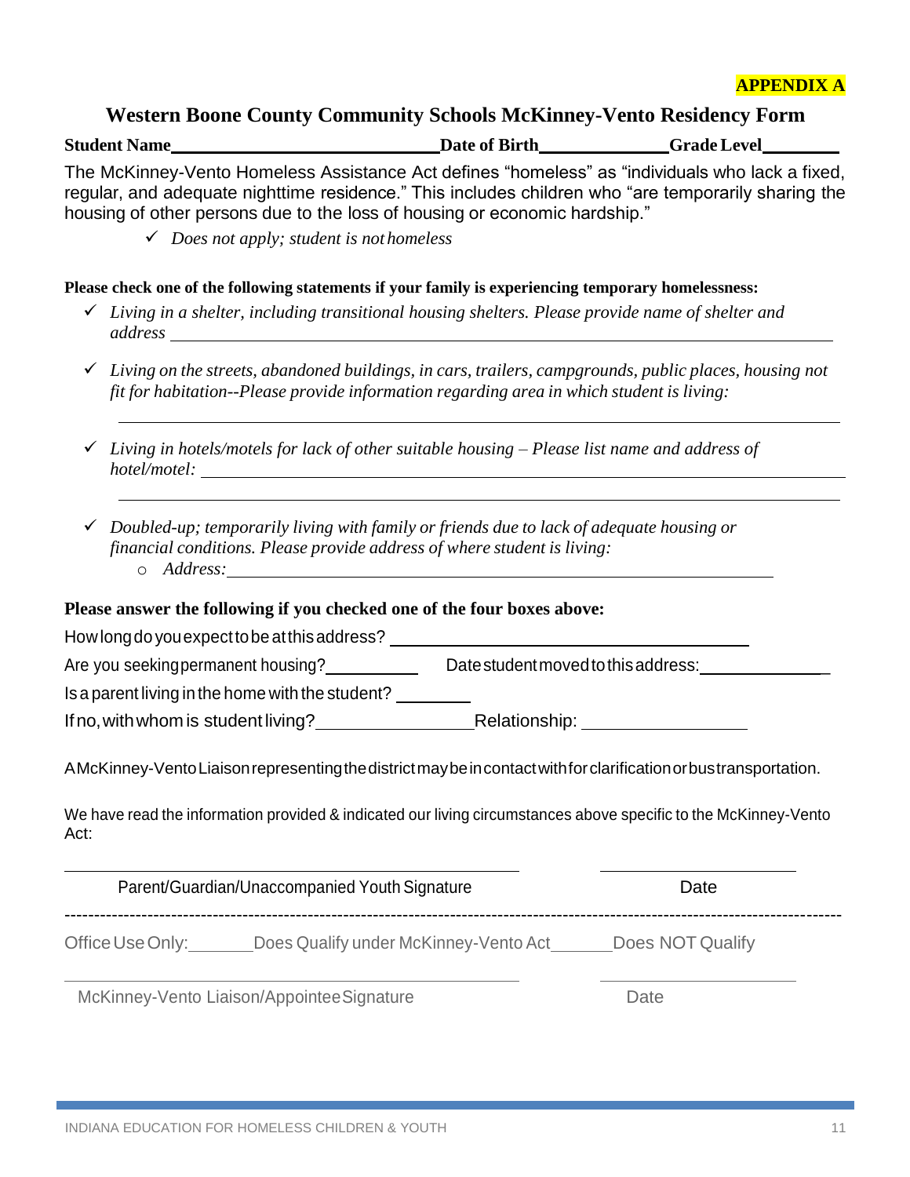**APPENDIX A**

## Western Boone County Community Schools McKinney-Vento Residency Form

**Student Name**_____________________________ **Date of Birth**_____________ **Grade Level**________

The McKinney-Vento Homeless Assistance Act defines "homeless" as "individuals who lack a fixed, regular, and adequate nighttime residence." This includes children who "are temporarily sharing the housing of other persons due to the loss of housing or economic hardship."

- ✓ *Does not apply; student is not homeless*

**Please check one of the following statements if your family is experiencing temporary homelessness:**

- ✓ *Living in a shelter, including transitional housing shelters. Please provide name of shelter and address* ________________________________________________
- ✓ *Living on the streets, abandoned buildings, in cars, trailers, campgrounds, public places, housing not fit for habitation--Please provide information regarding area in which student is living:*
  ________________________________________________
- ✓ *Living in hotels/motels for lack of other suitable housing – Please list name and address of hotel/motel:* ________________________________________________
  ________________________________________________
- ✓ *Doubled-up; temporarily living with family or friends due to lack of adequate housing or financial conditions. Please provide address of where student is living:*
  - *Address:*________________________________________________

**Please answer the following if you checked one of the four boxes above:**

How long do you expect to be at this address? ______________________________

Are you seeking permanent housing?__________ Date student moved to this address:______________

Is a parent living in the home with the student? ________

If no, with whom is student living?________________Relationship: ________________

A McKinney-Vento Liaison representing the district may be in contact with for clarification or bus transportation.

We have read the information provided & indicated our living circumstances above specific to the McKinney-Vento Act:

________________________________________ ____________________

Parent/Guardian/Unaccompanied Youth Signature Date

---

Office Use Only:_______Does Qualify under McKinney-Vento Act_______Does NOT Qualify

________________________________________ ____________________

McKinney-Vento Liaison/Appointee Signature Date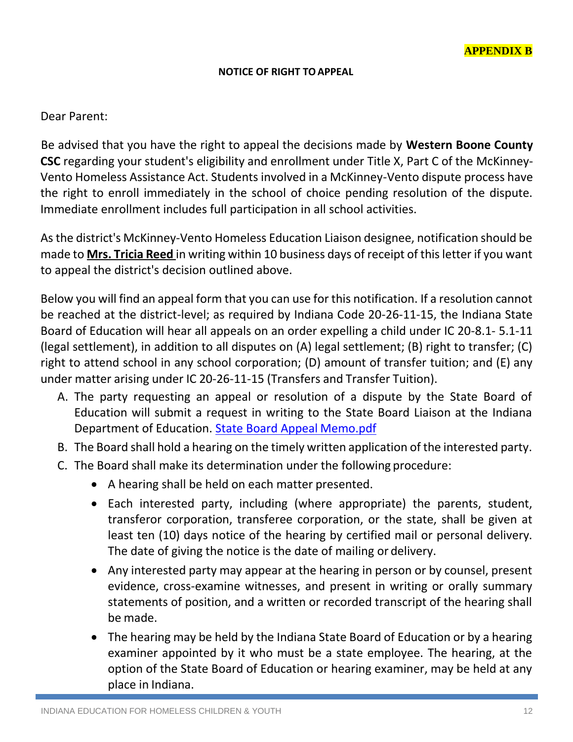**APPENDIX B**

**NOTICE OF RIGHT TO APPEAL**

Dear Parent:

Be advised that you have the right to appeal the decisions made by **Western Boone County CSC** regarding your student's eligibility and enrollment under Title X, Part C of the McKinney-Vento Homeless Assistance Act. Students involved in a McKinney-Vento dispute process have the right to enroll immediately in the school of choice pending resolution of the dispute. Immediate enrollment includes full participation in all school activities.

As the district's McKinney-Vento Homeless Education Liaison designee, notification should be made to **Mrs. Tricia Reed** in writing within 10 business days of receipt of this letter if you want to appeal the district's decision outlined above.

Below you will find an appeal form that you can use for this notification. If a resolution cannot be reached at the district-level; as required by Indiana Code 20-26-11-15, the Indiana State Board of Education will hear all appeals on an order expelling a child under IC 20-8.1- 5.1-11 (legal settlement), in addition to all disputes on (A) legal settlement; (B) right to transfer; (C) right to attend school in any school corporation; (D) amount of transfer tuition; and (E) any under matter arising under IC 20-26-11-15 (Transfers and Transfer Tuition).

A. The party requesting an appeal or resolution of a dispute by the State Board of Education will submit a request in writing to the State Board Liaison at the Indiana Department of Education. [State Board Appeal Memo.pdf]
B. The Board shall hold a hearing on the timely written application of the interested party.
C. The Board shall make its determination under the following procedure:
    - A hearing shall be held on each matter presented.
    - Each interested party, including (where appropriate) the parents, student, transferor corporation, transferee corporation, or the state, shall be given at least ten (10) days notice of the hearing by certified mail or personal delivery. The date of giving the notice is the date of mailing or delivery.
    - Any interested party may appear at the hearing in person or by counsel, present evidence, cross-examine witnesses, and present in writing or orally summary statements of position, and a written or recorded transcript of the hearing shall be made.
    - The hearing may be held by the Indiana State Board of Education or by a hearing examiner appointed by it who must be a state employee. The hearing, at the option of the State Board of Education or hearing examiner, may be held at any place in Indiana.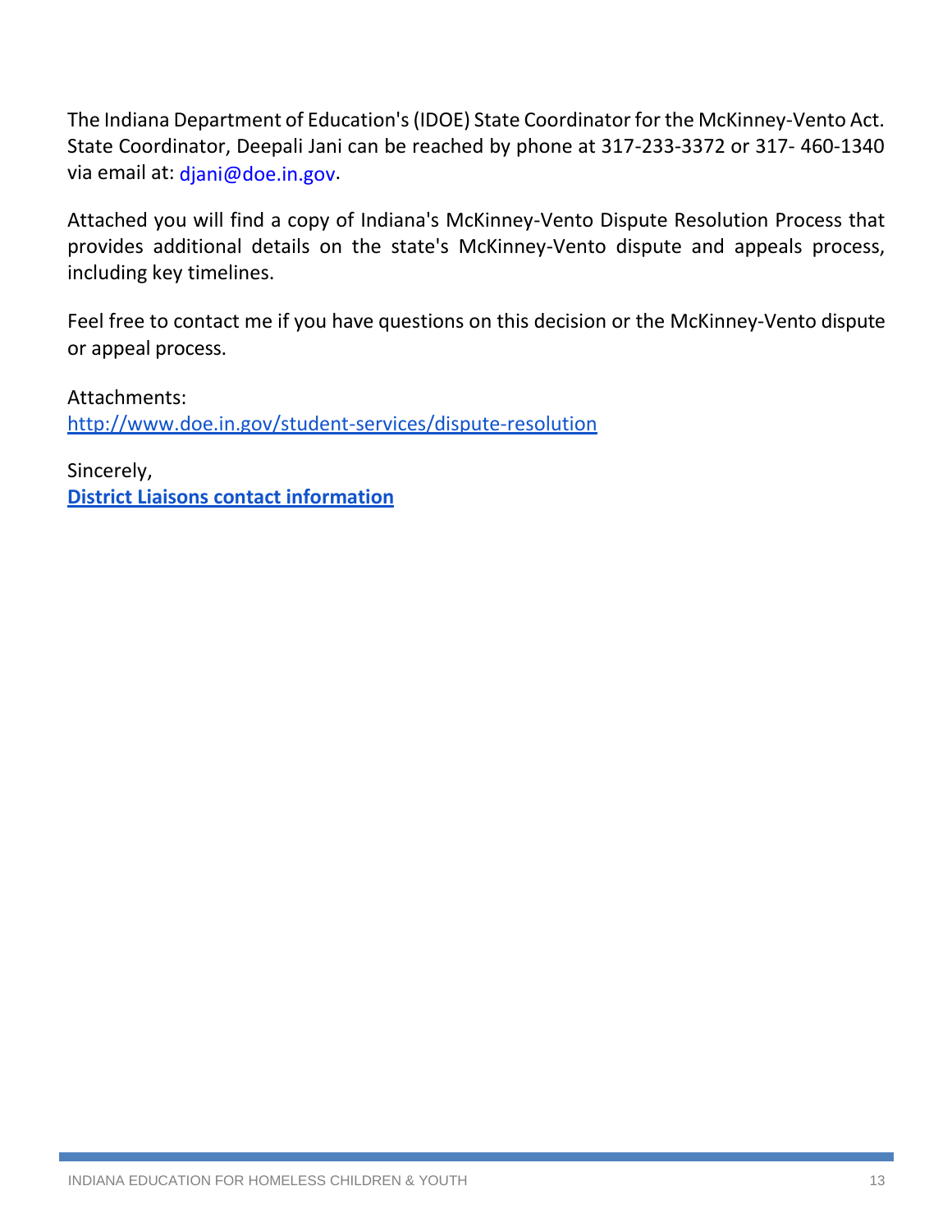The Indiana Department of Education's (IDOE) State Coordinator for the McKinney-Vento Act. State Coordinator, Deepali Jani can be reached by phone at 317-233-3372 or 317- 460-1340 via email at: djani@doe.in.gov.

Attached you will find a copy of Indiana's McKinney-Vento Dispute Resolution Process that provides additional details on the state's McKinney-Vento dispute and appeals process, including key timelines.

Feel free to contact me if you have questions on this decision or the McKinney-Vento dispute or appeal process.

Attachments:
http://www.doe.in.gov/student-services/dispute-resolution

Sincerely,
**District Liaisons contact information**